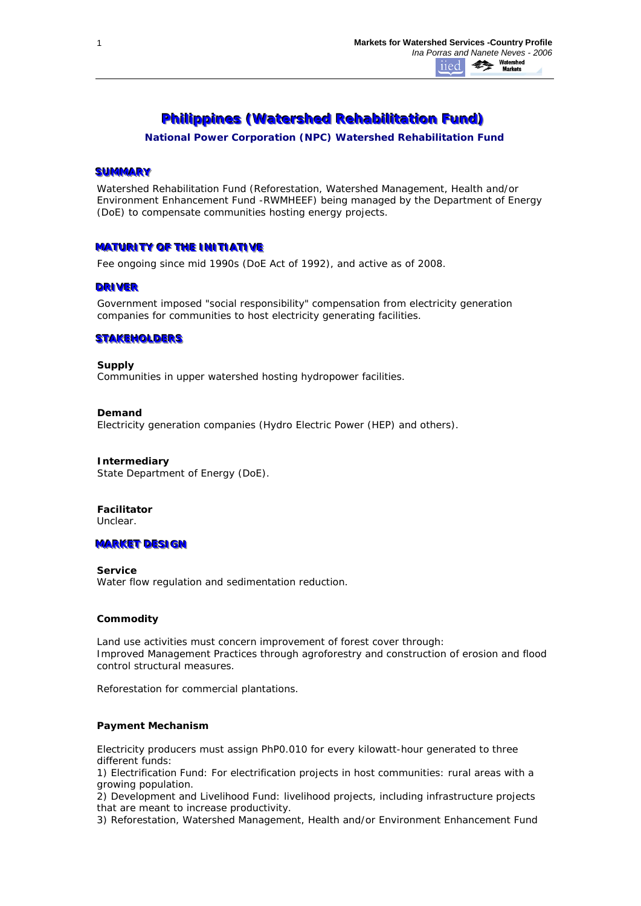# Philippines (Watershed Rehabilitation Fund)

**National Power Corporation (NPC) Watershed Rehabilitation Fund**

## SUMMARY

Watershed Rehabilitation Fund (Reforestation, Watershed Management, Health and/or Environment Enhancement Fund -RWMHEEF) being managed by the Department of Energy (DoE) to compensate communities hosting energy projects.

## MATURITY OF THE INITIATIVE

Fee ongoing since mid 1990s (DoE Act of 1992), and active as of 2008.

## DRIVER

Government imposed "social responsibility" compensation from electricity generation companies for communities to host electricity generating facilities.

## STAKEHOLDERS

**Supply**
Communities in upper watershed hosting hydropower facilities.

**Demand**
Electricity generation companies (Hydro Electric Power (HEP) and others).

**Intermediary**
State Department of Energy (DoE).

**Facilitator**
Unclear.

## MARKET DESIGN

**Service**
Water flow regulation and sedimentation reduction.

**Commodity**

Land use activities must concern improvement of forest cover through:
Improved Management Practices through agroforestry and construction of erosion and flood control structural measures.

Reforestation for commercial plantations.

**Payment Mechanism**

Electricity producers must assign PhP0.010 for every kilowatt-hour generated to three different funds:
1) Electrification Fund: For electrification projects in host communities: rural areas with a growing population.
2) Development and Livelihood Fund: livelihood projects, including infrastructure projects that are meant to increase productivity.
3) Reforestation, Watershed Management, Health and/or Environment Enhancement Fund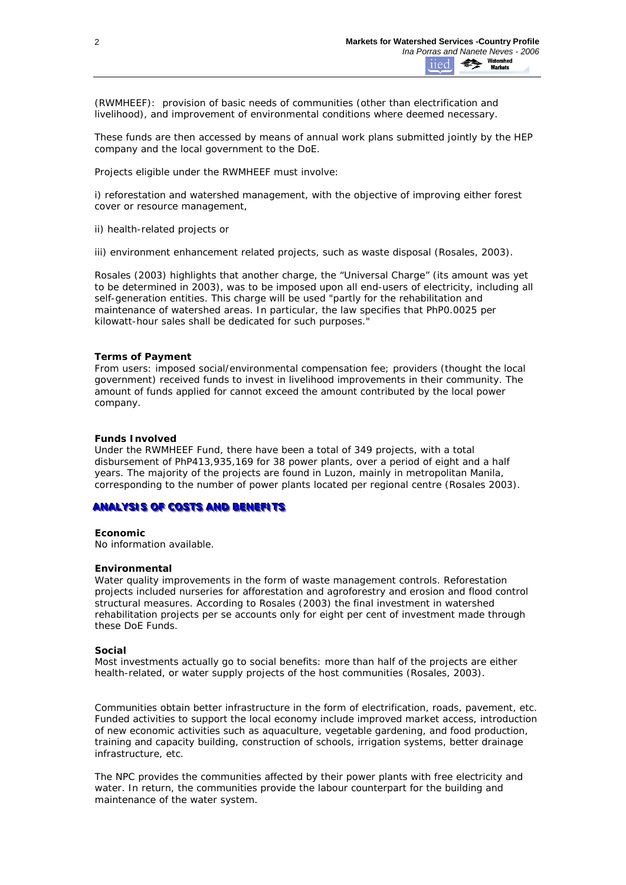(RWMHEEF): provision of basic needs of communities (other than electrification and livelihood), and improvement of environmental conditions where deemed necessary.

These funds are then accessed by means of annual work plans submitted jointly by the HEP company and the local government to the DoE.

Projects eligible under the RWMHEEF must involve:

i) reforestation and watershed management, with the objective of improving either forest cover or resource management,

ii) health-related projects or

iii) environment enhancement related projects, such as waste disposal (Rosales, 2003).

Rosales (2003) highlights that another charge, the "Universal Charge" (its amount was yet to be determined in 2003), was to be imposed upon all end-users of electricity, including all self-generation entities. This charge will be used "partly for the rehabilitation and maintenance of watershed areas. In particular, the law specifies that PhP0.0025 per kilowatt-hour sales shall be dedicated for such purposes."

**Terms of Payment**
From users: imposed social/environmental compensation fee; providers (thought the local government) received funds to invest in livelihood improvements in their community. The amount of funds applied for cannot exceed the amount contributed by the local power company.

**Funds Involved**
Under the RWMHEEF Fund, there have been a total of 349 projects, with a total disbursement of PhP413,935,169 for 38 power plants, over a period of eight and a half years. The majority of the projects are found in Luzon, mainly in metropolitan Manila, corresponding to the number of power plants located per regional centre (Rosales 2003).

## ANALYSIS OF COSTS AND BENEFITS

**Economic**
No information available.

**Environmental**
Water quality improvements in the form of waste management controls. Reforestation projects included nurseries for afforestation and agroforestry and erosion and flood control structural measures. According to Rosales (2003) the final investment in watershed rehabilitation projects per se accounts only for eight per cent of investment made through these DoE Funds.

**Social**
Most investments actually go to social benefits: more than half of the projects are either health-related, or water supply projects of the host communities (Rosales, 2003).

Communities obtain better infrastructure in the form of electrification, roads, pavement, etc. Funded activities to support the local economy include improved market access, introduction of new economic activities such as aquaculture, vegetable gardening, and food production, training and capacity building, construction of schools, irrigation systems, better drainage infrastructure, etc.

The NPC provides the communities affected by their power plants with free electricity and water. In return, the communities provide the labour counterpart for the building and maintenance of the water system.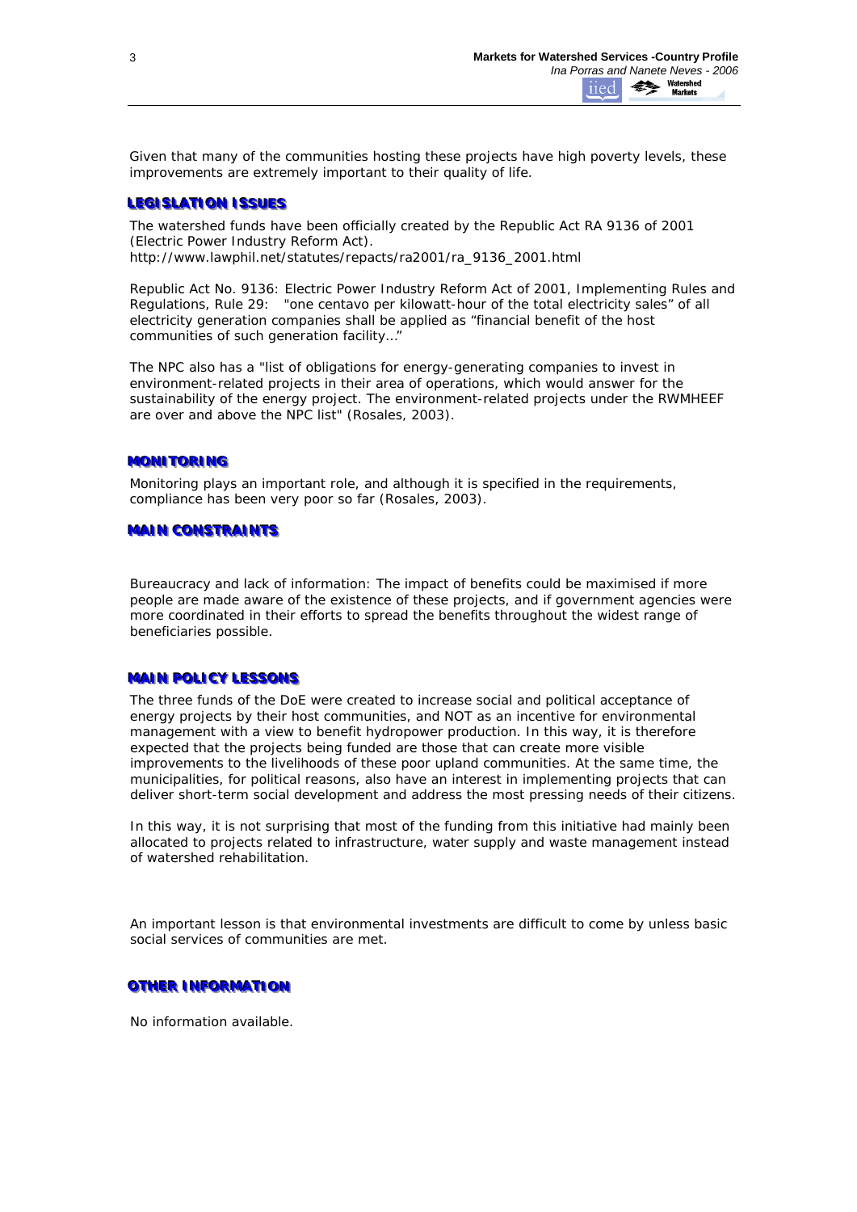Given that many of the communities hosting these projects have high poverty levels, these improvements are extremely important to their quality of life.

## LEGISLATION ISSUES

The watershed funds have been officially created by the Republic Act RA 9136 of 2001 (Electric Power Industry Reform Act).
http://www.lawphil.net/statutes/repacts/ra2001/ra_9136_2001.html

Republic Act No. 9136: Electric Power Industry Reform Act of 2001, Implementing Rules and Regulations, Rule 29: "one centavo per kilowatt-hour of the total electricity sales" of all electricity generation companies shall be applied as "financial benefit of the host communities of such generation facility…"

The NPC also has a "list of obligations for energy-generating companies to invest in environment-related projects in their area of operations, which would answer for the sustainability of the energy project. The environment-related projects under the RWMHEEF are over and above the NPC list" (Rosales, 2003).

## MONITORING

Monitoring plays an important role, and although it is specified in the requirements, compliance has been very poor so far (Rosales, 2003).

## MAIN CONSTRAINTS

Bureaucracy and lack of information: The impact of benefits could be maximised if more people are made aware of the existence of these projects, and if government agencies were more coordinated in their efforts to spread the benefits throughout the widest range of beneficiaries possible.

## MAIN POLICY LESSONS

The three funds of the DoE were created to increase social and political acceptance of energy projects by their host communities, and NOT as an incentive for environmental management with a view to benefit hydropower production. In this way, it is therefore expected that the projects being funded are those that can create more visible improvements to the livelihoods of these poor upland communities. At the same time, the municipalities, for political reasons, also have an interest in implementing projects that can deliver short-term social development and address the most pressing needs of their citizens.

In this way, it is not surprising that most of the funding from this initiative had mainly been allocated to projects related to infrastructure, water supply and waste management instead of watershed rehabilitation.

An important lesson is that environmental investments are difficult to come by unless basic social services of communities are met.

## OTHER INFORMATION

No information available.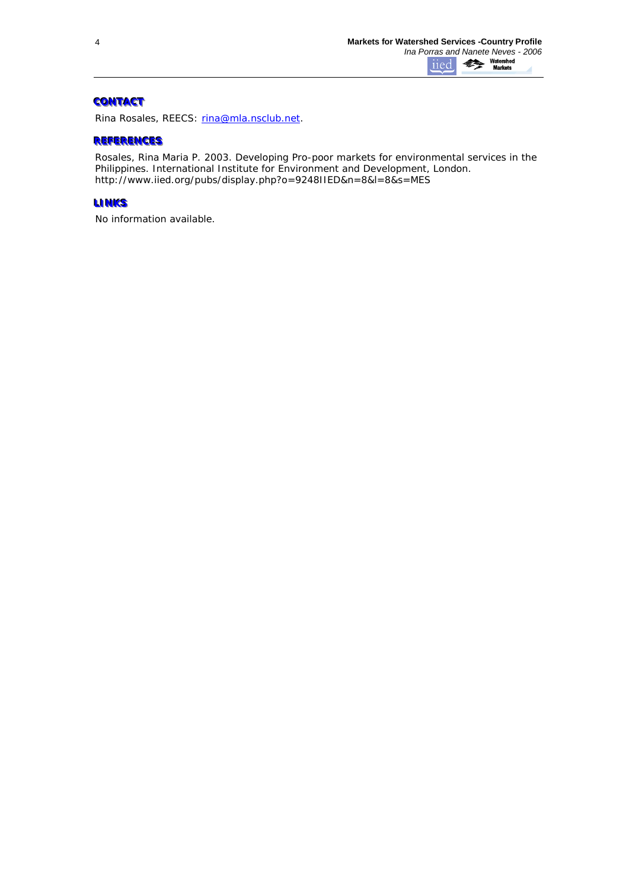## CONTACT

Rina Rosales, REECS: rina@mla.nsclub.net.

## REFERENCES

Rosales, Rina Maria P. 2003. Developing Pro-poor markets for environmental services in the Philippines. International Institute for Environment and Development, London. http://www.iied.org/pubs/display.php?o=9248IIED&n=8&l=8&s=MES

## LINKS

No information available.